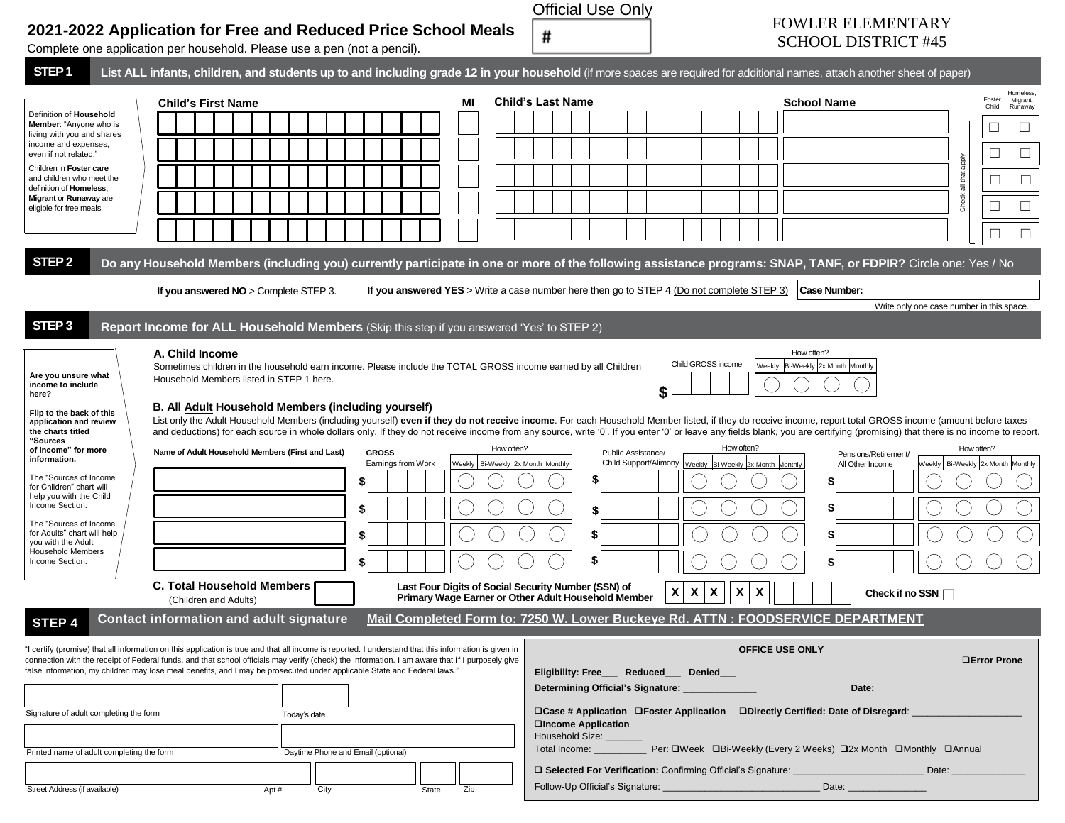# 2021-2022 Application for Free and Reduced Price School Meals

Complete one application per household. Please use a pen (not a pencil).

Official Use Only

#

FOWLER ELEMENTARY SCHOOL DISTRICT #45

## STEP 1 List ALL infants, children, and students up to and including grade 12 in your household (if more spaces are required for additional names, attach another sheet of paper)

Definition of **Household Member**: "Anyone who is living with you and shares income and expenses, even if not related."

Children in **Foster care** and children who meet the definition of **Homeless**, **Migrant** or **Runaway** are eligible for free meals.

| Child's First Name | MI | Child's Last Name | School Name | Foster Child | Homeless, Migrant, Runaway |
|---|---|---|---|---|---|
| | | | | ☐ | ☐ |
| | | | | ☐ | ☐ |
| | | | | ☐ | ☐ |
| | | | | ☐ | ☐ |
| | | | | ☐ | ☐ |

Check all that apply

## STEP 2 Do any Household Members (including you) currently participate in one or more of the following assistance programs: SNAP, TANF, or FDPIR? Circle one: Yes / No

**If you answered NO** > Complete STEP 3. **If you answered YES** > Write a case number here then go to STEP 4 (Do not complete STEP 3) **Case Number:**

Write only one case number in this space.

## STEP 3 Report Income for ALL Household Members (Skip this step if you answered 'Yes' to STEP 2)

**Are you unsure what income to include here?**

**Flip to the back of this application and review the charts titled "Sources of Income" for more information.**

The "Sources of Income for Children" chart will help you with the Child Income Section.

The "Sources of Income for Adults" chart will help you with the Adult Household Members Income Section.

### A. Child Income

Sometimes children in the household earn income. Please include the TOTAL GROSS income earned by all Children Household Members listed in STEP 1 here.

Child GROSS income $ ______

How often? ◯ Weekly ◯ Bi-Weekly ◯ 2x Month ◯ Monthly

### B. All Adult Household Members (including yourself)

List only the Adult Household Members (including yourself) **even if they do not receive income**. For each Household Member listed, if they do receive income, report total GROSS income (amount before taxes and deductions) for each source in whole dollars only. If they do not receive income from any source, write '0'. If you enter '0' or leave any fields blank, you are certifying (promising) that there is no income to report.

| Name of Adult Household Members (First and Last) | GROSS Earnings from Work | How often? Weekly / Bi-Weekly / 2x Month / Monthly | Public Assistance/ Child Support/Alimony | How often? Weekly / Bi-Weekly / 2x Month / Monthly | Pensions/Retirement/ All Other Income | How often? Weekly / Bi-Weekly / 2x Month / Monthly |
|---|---|---|---|---|---|---|
| | $ | ◯ ◯ ◯ ◯ | $ | ◯ ◯ ◯ ◯ | $ | ◯ ◯ ◯ ◯ |
| | $ | ◯ ◯ ◯ ◯ | $ | ◯ ◯ ◯ ◯ | $ | ◯ ◯ ◯ ◯ |
| | $ | ◯ ◯ ◯ ◯ | $ | ◯ ◯ ◯ ◯ | $ | ◯ ◯ ◯ ◯ |
| | $ | ◯ ◯ ◯ ◯ | $ | ◯ ◯ ◯ ◯ | $ | ◯ ◯ ◯ ◯ |

**C. Total Household Members** (Children and Adults) ______

**Last Four Digits of Social Security Number (SSN) of Primary Wage Earner or Other Adult Household Member** X X X X X _ _ _ _ **Check if no SSN** ☐

## STEP 4 Contact information and adult signature

**Mail Completed Form to: 7250 W. Lower Buckeye Rd. ATTN : FOODSERVICE DEPARTMENT**

"I certify (promise) that all information on this application is true and that all income is reported. I understand that this information is given in connection with the receipt of Federal funds, and that school officials may verify (check) the information. I am aware that if I purposely give false information, my children may lose meal benefits, and I may be prosecuted under applicable State and Federal laws."

Signature of adult completing the form ______ Today's date ______

Printed name of adult completing the form ______ Daytime Phone and Email (optional) ______

Street Address (if available) ______ Apt # ______ City ______ State ______ Zip ______

**OFFICE USE ONLY**

❑**Error Prone**

**Eligibility: Free___ Reduced___ Denied___**

**Determining Official's Signature: ____________________________** **Date: ___________________________**

❑**Case # Application** ❑**Foster Application** ❑**Directly Certified: Date of Disregard**: _____________________

❑**Income Application**

Household Size: _______

Total Income: __________ Per: ❑Week ❑Bi-Weekly (Every 2 Weeks) ❑2x Month ❑Monthly ❑Annual

❑ **Selected For Verification:** Confirming Official's Signature: ________________________ Date: _____________

Follow-Up Official's Signature: _____________________________ Date: ______________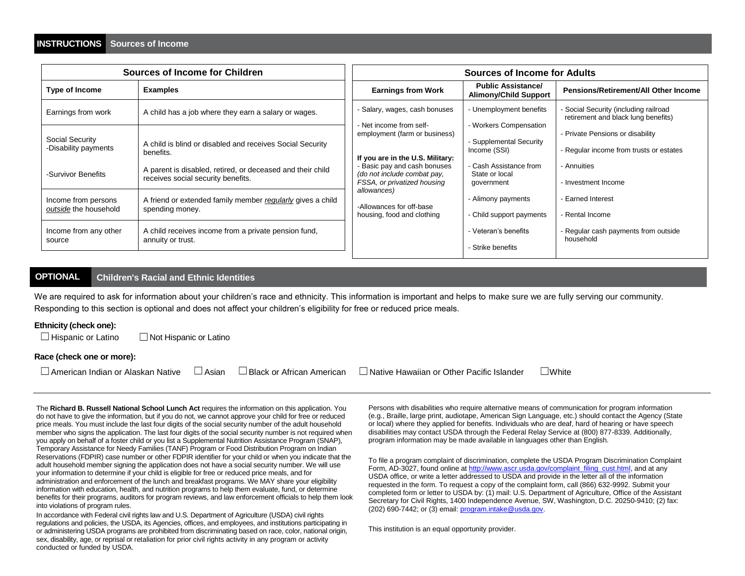## INSTRUCTIONS Sources of Income

### Sources of Income for Children

| Type of Income | Examples |
| --- | --- |
| Earnings from work | A child has a job where they earn a salary or wages. |
| Social Security<br>-Disability payments | A child is blind or disabled and receives Social Security benefits. |
| -Survivor Benefits | A parent is disabled, retired, or deceased and their child receives social security benefits. |
| Income from persons *outside* the household | A friend or extended family member *regularly* gives a child spending money. |
| Income from any other source | A child receives income from a private pension fund, annuity or trust. |

### Sources of Income for Adults

| Earnings from Work | Public Assistance/ Alimony/Child Support | Pensions/Retirement/All Other Income |
| --- | --- | --- |
| - Salary, wages, cash bonuses<br>- Net income from self-employment (farm or business)<br>**If you are in the U.S. Military:**<br>- Basic pay and cash bonuses *(do not include combat pay, FSSA, or privatized housing allowances)*<br>-Allowances for off-base housing, food and clothing | - Unemployment benefits<br>- Workers Compensation<br>- Supplemental Security Income (SSI)<br>- Cash Assistance from State or local government<br>- Alimony payments<br>- Child support payments<br>- Veteran's benefits<br>- Strike benefits | - Social Security (including railroad retirement and black lung benefits)<br>- Private Pensions or disability<br>- Regular income from trusts or estates<br>- Annuities<br>- Investment Income<br>- Earned Interest<br>- Rental Income<br>- Regular cash payments from outside household |

## OPTIONAL Children's Racial and Ethnic Identities

We are required to ask for information about your children's race and ethnicity. This information is important and helps to make sure we are fully serving our community. Responding to this section is optional and does not affect your children's eligibility for free or reduced price meals.

**Ethnicity (check one):**

☐ Hispanic or Latino ☐ Not Hispanic or Latino

**Race (check one or more):**

☐ American Indian or Alaskan Native ☐ Asian ☐ Black or African American ☐ Native Hawaiian or Other Pacific Islander ☐ White

---

The **Richard B. Russell National School Lunch Act** requires the information on this application. You do not have to give the information, but if you do not, we cannot approve your child for free or reduced price meals. You must include the last four digits of the social security number of the adult household member who signs the application. The last four digits of the social security number is not required when you apply on behalf of a foster child or you list a Supplemental Nutrition Assistance Program (SNAP), Temporary Assistance for Needy Families (TANF) Program or Food Distribution Program on Indian Reservations (FDPIR) case number or other FDPIR identifier for your child or when you indicate that the adult household member signing the application does not have a social security number. We will use your information to determine if your child is eligible for free or reduced price meals, and for administration and enforcement of the lunch and breakfast programs. We MAY share your eligibility information with education, health, and nutrition programs to help them evaluate, fund, or determine benefits for their programs, auditors for program reviews, and law enforcement officials to help them look into violations of program rules.

In accordance with Federal civil rights law and U.S. Department of Agriculture (USDA) civil rights regulations and policies, the USDA, its Agencies, offices, and employees, and institutions participating in or administering USDA programs are prohibited from discriminating based on race, color, national origin, sex, disability, age, or reprisal or retaliation for prior civil rights activity in any program or activity conducted or funded by USDA.

Persons with disabilities who require alternative means of communication for program information (e.g., Braille, large print, audiotape, American Sign Language, etc.) should contact the Agency (State or local) where they applied for benefits. Individuals who are deaf, hard of hearing or have speech disabilities may contact USDA through the Federal Relay Service at (800) 877-8339. Additionally, program information may be made available in languages other than English.

To file a program complaint of discrimination, complete the USDA Program Discrimination Complaint Form, AD-3027, found online at http://www.ascr.usda.gov/complaint_filing_cust.html, and at any USDA office, or write a letter addressed to USDA and provide in the letter all of the information requested in the form. To request a copy of the complaint form, call (866) 632-9992. Submit your completed form or letter to USDA by: (1) mail: U.S. Department of Agriculture, Office of the Assistant Secretary for Civil Rights, 1400 Independence Avenue, SW, Washington, D.C. 20250-9410; (2) fax: (202) 690-7442; or (3) email: program.intake@usda.gov.

This institution is an equal opportunity provider.